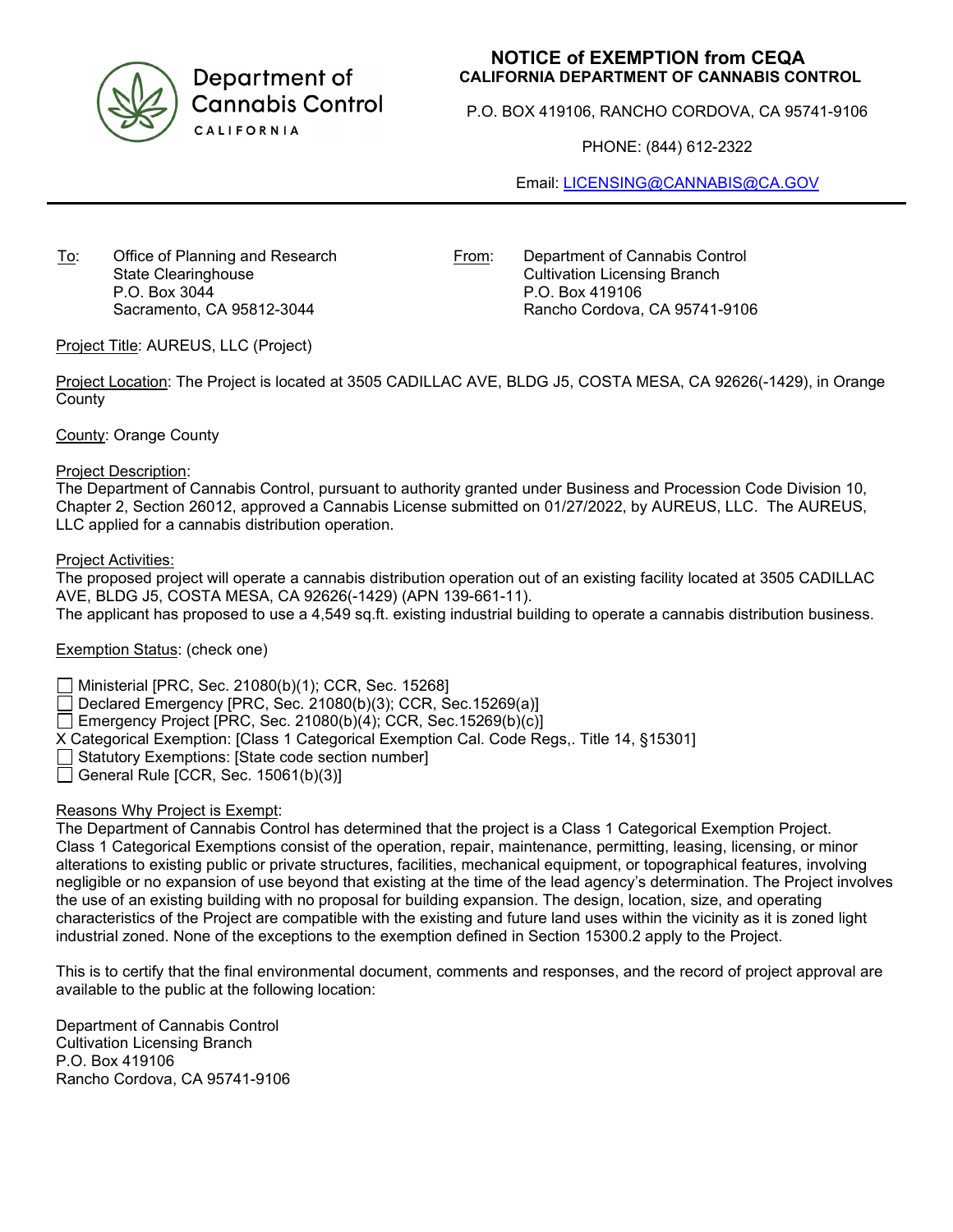Department of Cannabis Control
CALIFORNIA

# NOTICE of EXEMPTION from CEQA
## CALIFORNIA DEPARTMENT OF CANNABIS CONTROL

P.O. BOX 419106, RANCHO CORDOVA, CA 95741-9106

PHONE: (844) 612-2322

Email: LICENSING@CANNABIS@CA.GOV

---

To: Office of Planning and Research
State Clearinghouse
P.O. Box 3044
Sacramento, CA 95812-3044

From: Department of Cannabis Control
Cultivation Licensing Branch
P.O. Box 419106
Rancho Cordova, CA 95741-9106

Project Title: AUREUS, LLC (Project)

Project Location: The Project is located at 3505 CADILLAC AVE, BLDG J5, COSTA MESA, CA 92626(-1429), in Orange County

County: Orange County

Project Description:
The Department of Cannabis Control, pursuant to authority granted under Business and Procession Code Division 10, Chapter 2, Section 26012, approved a Cannabis License submitted on 01/27/2022, by AUREUS, LLC. The AUREUS, LLC applied for a cannabis distribution operation.

Project Activities:
The proposed project will operate a cannabis distribution operation out of an existing facility located at 3505 CADILLAC AVE, BLDG J5, COSTA MESA, CA 92626(-1429) (APN 139-661-11).
The applicant has proposed to use a 4,549 sq.ft. existing industrial building to operate a cannabis distribution business.

Exemption Status: (check one)

- ☐ Ministerial [PRC, Sec. 21080(b)(1); CCR, Sec. 15268]
- ☐ Declared Emergency [PRC, Sec. 21080(b)(3); CCR, Sec.15269(a)]
- ☐ Emergency Project [PRC, Sec. 21080(b)(4); CCR, Sec.15269(b)(c)]
- X Categorical Exemption: [Class 1 Categorical Exemption Cal. Code Regs,. Title 14, §15301]
- ☐ Statutory Exemptions: [State code section number]
- ☐ General Rule [CCR, Sec. 15061(b)(3)]

Reasons Why Project is Exempt:
The Department of Cannabis Control has determined that the project is a Class 1 Categorical Exemption Project. Class 1 Categorical Exemptions consist of the operation, repair, maintenance, permitting, leasing, licensing, or minor alterations to existing public or private structures, facilities, mechanical equipment, or topographical features, involving negligible or no expansion of use beyond that existing at the time of the lead agency's determination. The Project involves the use of an existing building with no proposal for building expansion. The design, location, size, and operating characteristics of the Project are compatible with the existing and future land uses within the vicinity as it is zoned light industrial zoned. None of the exceptions to the exemption defined in Section 15300.2 apply to the Project.

This is to certify that the final environmental document, comments and responses, and the record of project approval are available to the public at the following location:

Department of Cannabis Control
Cultivation Licensing Branch
P.O. Box 419106
Rancho Cordova, CA 95741-9106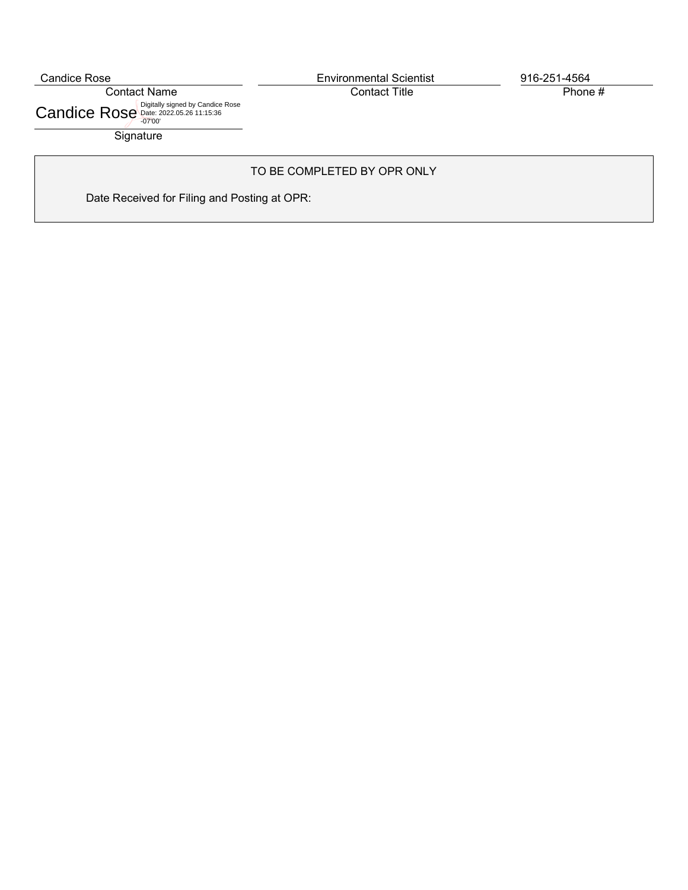| Candice Rose | Environmental Scientist | 916-251-4564 |
| --- | --- | --- |
| Contact Name | Contact Title | Phone # |

Candice Rose Digitally signed by Candice Rose Date: 2022.05.26 11:15:36 -07'00'

Signature

TO BE COMPLETED BY OPR ONLY

Date Received for Filing and Posting at OPR: